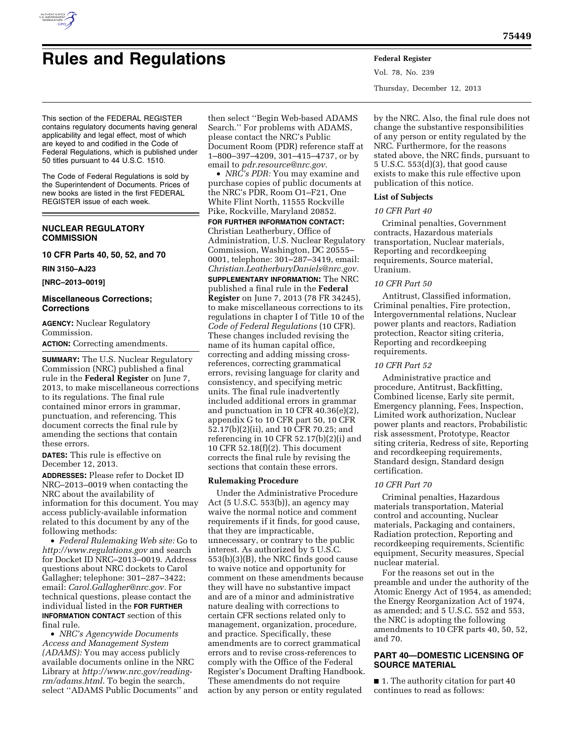# Rules and Regulations

This section of the FEDERAL REGISTER contains regulatory documents having general applicability and legal effect, most of which are keyed to and codified in the Code of Federal Regulations, which is published under 50 titles pursuant to 44 U.S.C. 1510.

The Code of Federal Regulations is sold by the Superintendent of Documents. Prices of new books are listed in the first FEDERAL REGISTER issue of each week.

## NUCLEAR REGULATORY COMMISSION

### 10 CFR Parts 40, 50, 52, and 70

**RIN 3150–AJ23**

**[NRC–2013–0019]**

### Miscellaneous Corrections; Corrections

**AGENCY:** Nuclear Regulatory Commission.

**ACTION:** Correcting amendments.

**SUMMARY:** The U.S. Nuclear Regulatory Commission (NRC) published a final rule in the **Federal Register** on June 7, 2013, to make miscellaneous corrections to its regulations. The final rule contained minor errors in grammar, punctuation, and referencing. This document corrects the final rule by amending the sections that contain these errors.

**DATES:** This rule is effective on December 12, 2013.

**ADDRESSES:** Please refer to Docket ID NRC–2013–0019 when contacting the NRC about the availability of information for this document. You may access publicly-available information related to this document by any of the following methods:

- *Federal Rulemaking Web site:* Go to *http://www.regulations.gov* and search for Docket ID NRC–2013–0019. Address questions about NRC dockets to Carol Gallagher; telephone: 301–287–3422; email: *Carol.Gallagher@nrc.gov.* For technical questions, please contact the individual listed in the **FOR FURTHER INFORMATION CONTACT** section of this final rule.
- *NRC's Agencywide Documents Access and Management System (ADAMS):* You may access publicly available documents online in the NRC Library at *http://www.nrc.gov/reading-rm/adams.html.* To begin the search, select ''ADAMS Public Documents'' and then select ''Begin Web-based ADAMS Search.'' For problems with ADAMS, please contact the NRC's Public Document Room (PDR) reference staff at 1–800–397–4209, 301–415–4737, or by email to *pdr.resource@nrc.gov.*
- *NRC's PDR:* You may examine and purchase copies of public documents at the NRC's PDR, Room O1–F21, One White Flint North, 11555 Rockville Pike, Rockville, Maryland 20852.

**FOR FURTHER INFORMATION CONTACT:** Christian Leatherbury, Office of Administration, U.S. Nuclear Regulatory Commission, Washington, DC 20555–0001, telephone: 301–287–3419, email: *Christian.LeatherburyDaniels@nrc.gov.*

**SUPPLEMENTARY INFORMATION:** The NRC published a final rule in the **Federal Register** on June 7, 2013 (78 FR 34245), to make miscellaneous corrections to its regulations in chapter I of Title 10 of the *Code of Federal Regulations* (10 CFR). These changes included revising the name of its human capital office, correcting and adding missing cross-references, correcting grammatical errors, revising language for clarity and consistency, and specifying metric units. The final rule inadvertently included additional errors in grammar and punctuation in 10 CFR 40.36(e)(2), appendix G to 10 CFR part 50, 10 CFR 52.17(b)(2)(ii), and 10 CFR 70.25; and referencing in 10 CFR 52.17(b)(2)(i) and 10 CFR 52.18(f)(2). This document corrects the final rule by revising the sections that contain these errors.

#### Rulemaking Procedure

Under the Administrative Procedure Act (5 U.S.C. 553(b)), an agency may waive the normal notice and comment requirements if it finds, for good cause, that they are impracticable, unnecessary, or contrary to the public interest. As authorized by 5 U.S.C. 553(b)(3)(B), the NRC finds good cause to waive notice and opportunity for comment on these amendments because they will have no substantive impact and are of a minor and administrative nature dealing with corrections to certain CFR sections related only to management, organization, procedure, and practice. Specifically, these amendments are to correct grammatical errors and to revise cross-references to comply with the Office of the Federal Register's Document Drafting Handbook. These amendments do not require action by any person or entity regulated by the NRC. Also, the final rule does not change the substantive responsibilities of any person or entity regulated by the NRC. Furthermore, for the reasons stated above, the NRC finds, pursuant to 5 U.S.C. 553(d)(3), that good cause exists to make this rule effective upon publication of this notice.

#### List of Subjects

*10 CFR Part 40*

Criminal penalties, Government contracts, Hazardous materials transportation, Nuclear materials, Reporting and recordkeeping requirements, Source material, Uranium.

*10 CFR Part 50*

Antitrust, Classified information, Criminal penalties, Fire protection, Intergovernmental relations, Nuclear power plants and reactors, Radiation protection, Reactor siting criteria, Reporting and recordkeeping requirements.

*10 CFR Part 52*

Administrative practice and procedure, Antitrust, Backfitting, Combined license, Early site permit, Emergency planning, Fees, Inspection, Limited work authorization, Nuclear power plants and reactors, Probabilistic risk assessment, Prototype, Reactor siting criteria, Redress of site, Reporting and recordkeeping requirements, Standard design, Standard design certification.

*10 CFR Part 70*

Criminal penalties, Hazardous materials transportation, Material control and accounting, Nuclear materials, Packaging and containers, Radiation protection, Reporting and recordkeeping requirements, Scientific equipment, Security measures, Special nuclear material.

For the reasons set out in the preamble and under the authority of the Atomic Energy Act of 1954, as amended; the Energy Reorganization Act of 1974, as amended; and 5 U.S.C. 552 and 553, the NRC is adopting the following amendments to 10 CFR parts 40, 50, 52, and 70.

### PART 40—DOMESTIC LICENSING OF SOURCE MATERIAL

■ 1. The authority citation for part 40 continues to read as follows: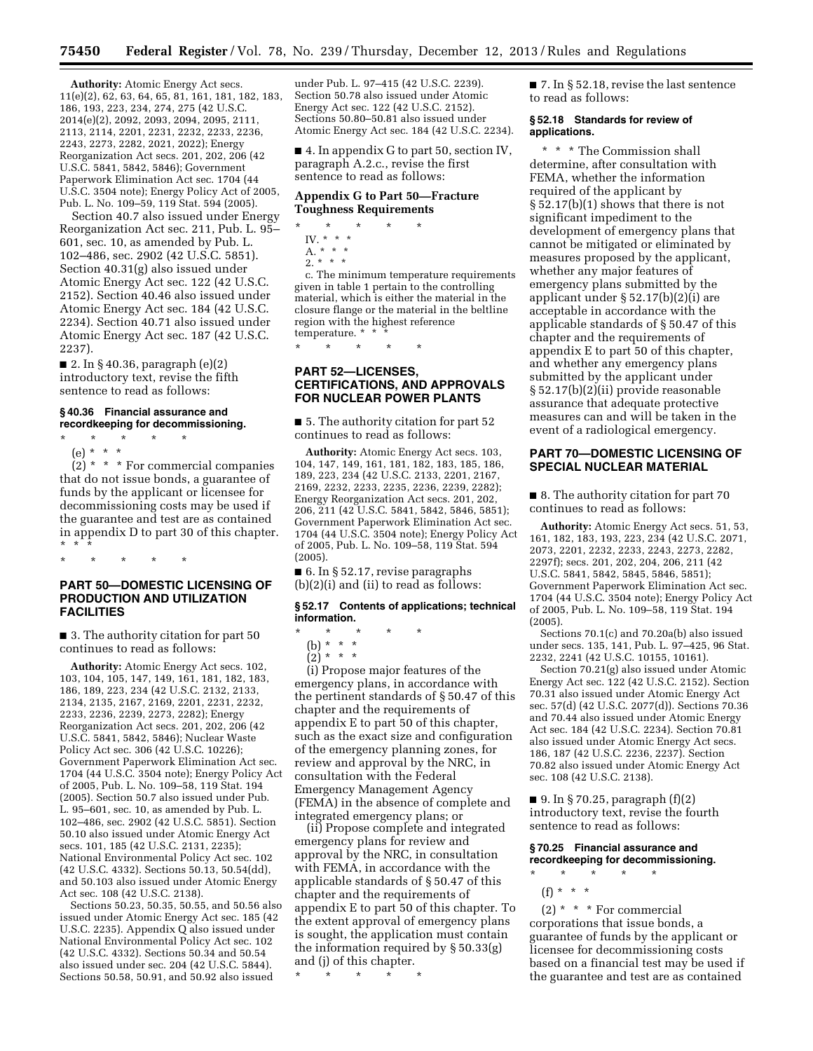**Authority:** Atomic Energy Act secs. 11(e)(2), 62, 63, 64, 65, 81, 161, 181, 182, 183, 186, 193, 223, 234, 274, 275 (42 U.S.C. 2014(e)(2), 2092, 2093, 2094, 2095, 2111, 2113, 2114, 2201, 2231, 2232, 2233, 2236, 2243, 2273, 2282, 2021, 2022); Energy Reorganization Act secs. 201, 202, 206 (42 U.S.C. 5841, 5842, 5846); Government Paperwork Elimination Act sec. 1704 (44 U.S.C. 3504 note); Energy Policy Act of 2005, Pub. L. No. 109–59, 119 Stat. 594 (2005).

Section 40.7 also issued under Energy Reorganization Act sec. 211, Pub. L. 95–601, sec. 10, as amended by Pub. L. 102–486, sec. 2902 (42 U.S.C. 5851). Section 40.31(g) also issued under Atomic Energy Act sec. 122 (42 U.S.C. 2152). Section 40.46 also issued under Atomic Energy Act sec. 184 (42 U.S.C. 2234). Section 40.71 also issued under Atomic Energy Act sec. 187 (42 U.S.C. 2237).

■ 2. In § 40.36, paragraph (e)(2) introductory text, revise the fifth sentence to read as follows:

**§ 40.36 Financial assurance and recordkeeping for decommissioning.**

\* \* \* \* \*

(e) \* \* \*

(2) \* \* \* For commercial companies that do not issue bonds, a guarantee of funds by the applicant or licensee for decommissioning costs may be used if the guarantee and test are as contained in appendix D to part 30 of this chapter. \* \* \*

\* \* \* \* \*

## PART 50—DOMESTIC LICENSING OF PRODUCTION AND UTILIZATION FACILITIES

■ 3. The authority citation for part 50 continues to read as follows:

**Authority:** Atomic Energy Act secs. 102, 103, 104, 105, 147, 149, 161, 181, 182, 183, 186, 189, 223, 234 (42 U.S.C. 2132, 2133, 2134, 2135, 2167, 2169, 2201, 2231, 2232, 2233, 2236, 2239, 2273, 2282); Energy Reorganization Act secs. 201, 202, 206 (42 U.S.C. 5841, 5842, 5846); Nuclear Waste Policy Act sec. 306 (42 U.S.C. 10226); Government Paperwork Elimination Act sec. 1704 (44 U.S.C. 3504 note); Energy Policy Act of 2005, Pub. L. No. 109–58, 119 Stat. 194 (2005). Section 50.7 also issued under Pub. L. 95–601, sec. 10, as amended by Pub. L. 102–486, sec. 2902 (42 U.S.C. 5851). Section 50.10 also issued under Atomic Energy Act secs. 101, 185 (42 U.S.C. 2131, 2235); National Environmental Policy Act sec. 102 (42 U.S.C. 4332). Sections 50.13, 50.54(dd), and 50.103 also issued under Atomic Energy Act sec. 108 (42 U.S.C. 2138).

Sections 50.23, 50.35, 50.55, and 50.56 also issued under Atomic Energy Act sec. 185 (42 U.S.C. 2235). Appendix Q also issued under National Environmental Policy Act sec. 102 (42 U.S.C. 4332). Sections 50.34 and 50.54 also issued under sec. 204 (42 U.S.C. 5844). Sections 50.58, 50.91, and 50.92 also issued under Pub. L. 97–415 (42 U.S.C. 2239). Section 50.78 also issued under Atomic Energy Act sec. 122 (42 U.S.C. 2152). Sections 50.80–50.81 also issued under Atomic Energy Act sec. 184 (42 U.S.C. 2234).

■ 4. In appendix G to part 50, section IV, paragraph A.2.c., revise the first sentence to read as follows:

**Appendix G to Part 50—Fracture Toughness Requirements**

\* \* \* \* \*

IV. \* \* \*

A. \* \* \*

2. \* \* \*

c. The minimum temperature requirements given in table 1 pertain to the controlling material, which is either the material in the closure flange or the material in the beltline region with the highest reference temperature. \* \* \*

\* \* \* \* \*

## PART 52—LICENSES, CERTIFICATIONS, AND APPROVALS FOR NUCLEAR POWER PLANTS

■ 5. The authority citation for part 52 continues to read as follows:

**Authority:** Atomic Energy Act secs. 103, 104, 147, 149, 161, 181, 182, 183, 185, 186, 189, 223, 234 (42 U.S.C. 2133, 2201, 2167, 2169, 2232, 2233, 2235, 2236, 2239, 2282); Energy Reorganization Act secs. 201, 202, 206, 211 (42 U.S.C. 5841, 5842, 5846, 5851); Government Paperwork Elimination Act sec. 1704 (44 U.S.C. 3504 note); Energy Policy Act of 2005, Pub. L. No. 109–58, 119 Stat. 594 (2005).

■ 6. In § 52.17, revise paragraphs (b)(2)(i) and (ii) to read as follows:

**§ 52.17 Contents of applications; technical information.**

\* \* \* \* \*

(b) \* \* \*

(2) \* \* \*

(i) Propose major features of the emergency plans, in accordance with the pertinent standards of § 50.47 of this chapter and the requirements of appendix E to part 50 of this chapter, such as the exact size and configuration of the emergency planning zones, for review and approval by the NRC, in consultation with the Federal Emergency Management Agency (FEMA) in the absence of complete and integrated emergency plans; or

(ii) Propose complete and integrated emergency plans for review and approval by the NRC, in consultation with FEMA, in accordance with the applicable standards of § 50.47 of this chapter and the requirements of appendix E to part 50 of this chapter. To the extent approval of emergency plans is sought, the application must contain the information required by § 50.33(g) and (j) of this chapter.

\* \* \* \* \*

■ 7. In § 52.18, revise the last sentence to read as follows:

**§ 52.18 Standards for review of applications.**

\* \* \* The Commission shall determine, after consultation with FEMA, whether the information required of the applicant by § 52.17(b)(1) shows that there is not significant impediment to the development of emergency plans that cannot be mitigated or eliminated by measures proposed by the applicant, whether any major features of emergency plans submitted by the applicant under § 52.17(b)(2)(i) are acceptable in accordance with the applicable standards of § 50.47 of this chapter and the requirements of appendix E to part 50 of this chapter, and whether any emergency plans submitted by the applicant under § 52.17(b)(2)(ii) provide reasonable assurance that adequate protective measures can and will be taken in the event of a radiological emergency.

## PART 70—DOMESTIC LICENSING OF SPECIAL NUCLEAR MATERIAL

■ 8. The authority citation for part 70 continues to read as follows:

**Authority:** Atomic Energy Act secs. 51, 53, 161, 182, 183, 193, 223, 234 (42 U.S.C. 2071, 2073, 2201, 2232, 2233, 2243, 2273, 2282, 2297f); secs. 201, 202, 204, 206, 211 (42 U.S.C. 5841, 5842, 5845, 5846, 5851); Government Paperwork Elimination Act sec. 1704 (44 U.S.C. 3504 note); Energy Policy Act of 2005, Pub. L. No. 109–58, 119 Stat. 194 (2005).

Sections 70.1(c) and 70.20a(b) also issued under secs. 135, 141, Pub. L. 97–425, 96 Stat. 2232, 2241 (42 U.S.C. 10155, 10161).

Section 70.21(g) also issued under Atomic Energy Act sec. 122 (42 U.S.C. 2152). Section 70.31 also issued under Atomic Energy Act sec. 57(d) (42 U.S.C. 2077(d)). Sections 70.36 and 70.44 also issued under Atomic Energy Act sec. 184 (42 U.S.C. 2234). Section 70.81 also issued under Atomic Energy Act secs. 186, 187 (42 U.S.C. 2236, 2237). Section 70.82 also issued under Atomic Energy Act sec. 108 (42 U.S.C. 2138).

■ 9. In § 70.25, paragraph (f)(2) introductory text, revise the fourth sentence to read as follows:

**§ 70.25 Financial assurance and recordkeeping for decommissioning.**

\* \* \* \* \*

(f) \* \* \*

(2) \* \* \* For commercial corporations that issue bonds, a guarantee of funds by the applicant or licensee for decommissioning costs based on a financial test may be used if the guarantee and test are as contained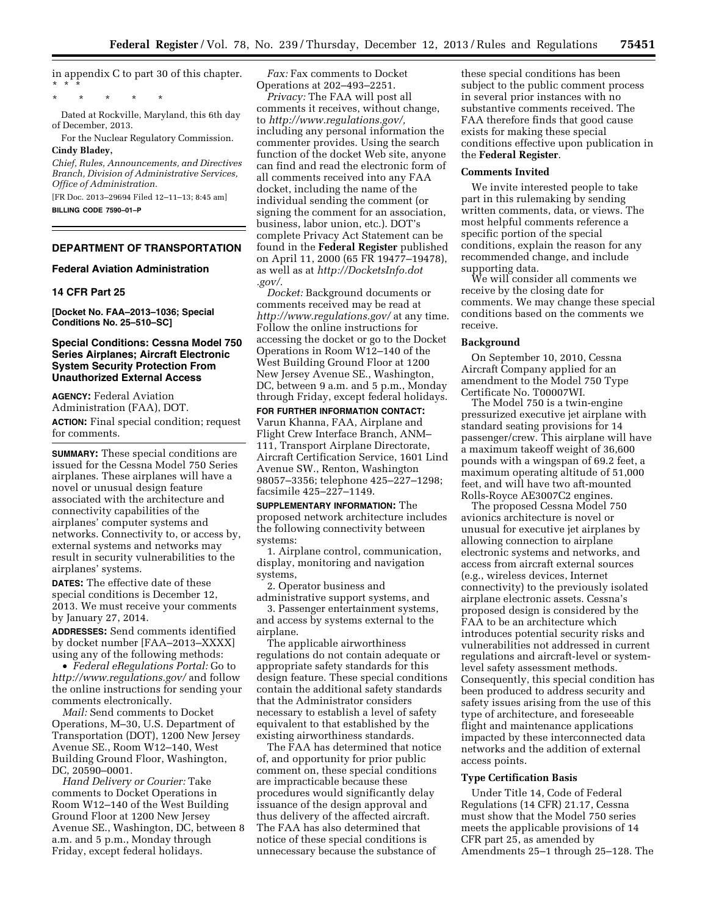in appendix C to part 30 of this chapter. * * *

\* \* \* \* \*

Dated at Rockville, Maryland, this 6th day of December, 2013.

For the Nuclear Regulatory Commission.

**Cindy Bladey,**

*Chief, Rules, Announcements, and Directives Branch, Division of Administrative Services, Office of Administration.*

[FR Doc. 2013–29694 Filed 12–11–13; 8:45 am]

**BILLING CODE 7590–01–P**

---

## DEPARTMENT OF TRANSPORTATION

### Federal Aviation Administration

### 14 CFR Part 25

**[Docket No. FAA–2013–1036; Special Conditions No. 25–510–SC]**

### Special Conditions: Cessna Model 750 Series Airplanes; Aircraft Electronic System Security Protection From Unauthorized External Access

**AGENCY:** Federal Aviation Administration (FAA), DOT.

**ACTION:** Final special condition; request for comments.

**SUMMARY:** These special conditions are issued for the Cessna Model 750 Series airplanes. These airplanes will have a novel or unusual design feature associated with the architecture and connectivity capabilities of the airplanes' computer systems and networks. Connectivity to, or access by, external systems and networks may result in security vulnerabilities to the airplanes' systems.

**DATES:** The effective date of these special conditions is December 12, 2013. We must receive your comments by January 27, 2014.

**ADDRESSES:** Send comments identified by docket number [FAA–2013–XXXX] using any of the following methods:

- *Federal eRegulations Portal:* Go to *http://www.regulations.gov/* and follow the online instructions for sending your comments electronically.

*Mail:* Send comments to Docket Operations, M–30, U.S. Department of Transportation (DOT), 1200 New Jersey Avenue SE., Room W12–140, West Building Ground Floor, Washington, DC, 20590–0001.

*Hand Delivery or Courier:* Take comments to Docket Operations in Room W12–140 of the West Building Ground Floor at 1200 New Jersey Avenue SE., Washington, DC, between 8 a.m. and 5 p.m., Monday through Friday, except federal holidays.

*Fax:* Fax comments to Docket Operations at 202–493–2251.

*Privacy:* The FAA will post all comments it receives, without change, to *http://www.regulations.gov/,* including any personal information the commenter provides. Using the search function of the docket Web site, anyone can find and read the electronic form of all comments received into any FAA docket, including the name of the individual sending the comment (or signing the comment for an association, business, labor union, etc.). DOT's complete Privacy Act Statement can be found in the **Federal Register** published on April 11, 2000 (65 FR 19477–19478), as well as at *http://DocketsInfo.dot.gov/.*

*Docket:* Background documents or comments received may be read at *http://www.regulations.gov/* at any time. Follow the online instructions for accessing the docket or go to the Docket Operations in Room W12–140 of the West Building Ground Floor at 1200 New Jersey Avenue SE., Washington, DC, between 9 a.m. and 5 p.m., Monday through Friday, except federal holidays.

**FOR FURTHER INFORMATION CONTACT:** Varun Khanna, FAA, Airplane and Flight Crew Interface Branch, ANM–111, Transport Airplane Directorate, Aircraft Certification Service, 1601 Lind Avenue SW., Renton, Washington 98057–3356; telephone 425–227–1298; facsimile 425–227–1149.

**SUPPLEMENTARY INFORMATION:** The proposed network architecture includes the following connectivity between systems:

1. Airplane control, communication, display, monitoring and navigation systems,
2. Operator business and administrative support systems, and
3. Passenger entertainment systems, and access by systems external to the airplane.

The applicable airworthiness regulations do not contain adequate or appropriate safety standards for this design feature. These special conditions contain the additional safety standards that the Administrator considers necessary to establish a level of safety equivalent to that established by the existing airworthiness standards.

The FAA has determined that notice of, and opportunity for prior public comment on, these special conditions are impracticable because these procedures would significantly delay issuance of the design approval and thus delivery of the affected aircraft. The FAA has also determined that notice of these special conditions is unnecessary because the substance of these special conditions has been subject to the public comment process in several prior instances with no substantive comments received. The FAA therefore finds that good cause exists for making these special conditions effective upon publication in the **Federal Register**.

#### Comments Invited

We invite interested people to take part in this rulemaking by sending written comments, data, or views. The most helpful comments reference a specific portion of the special conditions, explain the reason for any recommended change, and include supporting data.

We will consider all comments we receive by the closing date for comments. We may change these special conditions based on the comments we receive.

#### Background

On September 10, 2010, Cessna Aircraft Company applied for an amendment to the Model 750 Type Certificate No. T00007WI.

The Model 750 is a twin-engine pressurized executive jet airplane with standard seating provisions for 14 passenger/crew. This airplane will have a maximum takeoff weight of 36,600 pounds with a wingspan of 69.2 feet, a maximum operating altitude of 51,000 feet, and will have two aft-mounted Rolls-Royce AE3007C2 engines.

The proposed Cessna Model 750 avionics architecture is novel or unusual for executive jet airplanes by allowing connection to airplane electronic systems and networks, and access from aircraft external sources (e.g., wireless devices, Internet connectivity) to the previously isolated airplane electronic assets. Cessna's proposed design is considered by the FAA to be an architecture which introduces potential security risks and vulnerabilities not addressed in current regulations and aircraft-level or system-level safety assessment methods. Consequently, this special condition has been produced to address security and safety issues arising from the use of this type of architecture, and foreseeable flight and maintenance applications impacted by these interconnected data networks and the addition of external access points.

#### Type Certification Basis

Under Title 14, Code of Federal Regulations (14 CFR) 21.17, Cessna must show that the Model 750 series meets the applicable provisions of 14 CFR part 25, as amended by Amendments 25–1 through 25–128. The